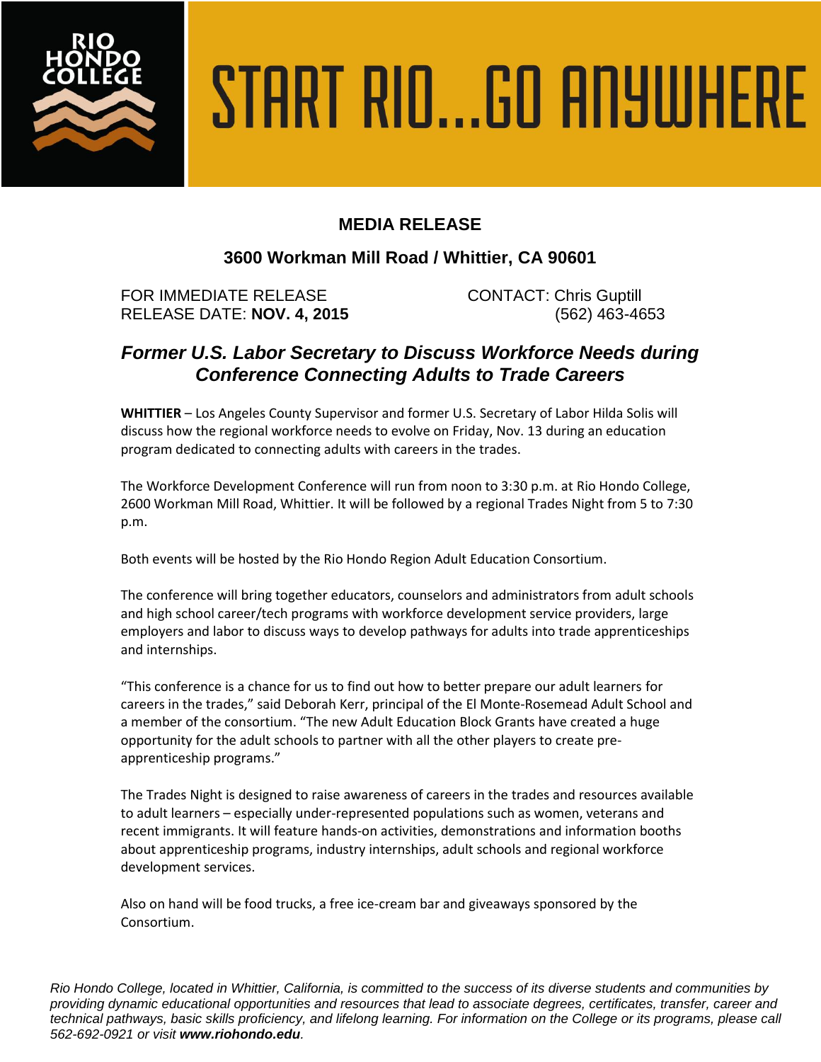RIO HONDO COLLEGE

START RIO...GO ANYWHERE

## MEDIA RELEASE

### 3600 Workman Mill Road / Whittier, CA 90601

FOR IMMEDIATE RELEASE
RELEASE DATE: **NOV. 4, 2015**

CONTACT: Chris Guptill
(562) 463-4653

## *Former U.S. Labor Secretary to Discuss Workforce Needs during Conference Connecting Adults to Trade Careers*

**WHITTIER** – Los Angeles County Supervisor and former U.S. Secretary of Labor Hilda Solis will discuss how the regional workforce needs to evolve on Friday, Nov. 13 during an education program dedicated to connecting adults with careers in the trades.

The Workforce Development Conference will run from noon to 3:30 p.m. at Rio Hondo College, 2600 Workman Mill Road, Whittier. It will be followed by a regional Trades Night from 5 to 7:30 p.m.

Both events will be hosted by the Rio Hondo Region Adult Education Consortium.

The conference will bring together educators, counselors and administrators from adult schools and high school career/tech programs with workforce development service providers, large employers and labor to discuss ways to develop pathways for adults into trade apprenticeships and internships.

"This conference is a chance for us to find out how to better prepare our adult learners for careers in the trades," said Deborah Kerr, principal of the El Monte-Rosemead Adult School and a member of the consortium. "The new Adult Education Block Grants have created a huge opportunity for the adult schools to partner with all the other players to create pre-apprenticeship programs."

The Trades Night is designed to raise awareness of careers in the trades and resources available to adult learners – especially under-represented populations such as women, veterans and recent immigrants. It will feature hands-on activities, demonstrations and information booths about apprenticeship programs, industry internships, adult schools and regional workforce development services.

Also on hand will be food trucks, a free ice-cream bar and giveaways sponsored by the Consortium.

*Rio Hondo College, located in Whittier, California, is committed to the success of its diverse students and communities by providing dynamic educational opportunities and resources that lead to associate degrees, certificates, transfer, career and technical pathways, basic skills proficiency, and lifelong learning. For information on the College or its programs, please call 562-692-0921 or visit **www.riohondo.edu**.*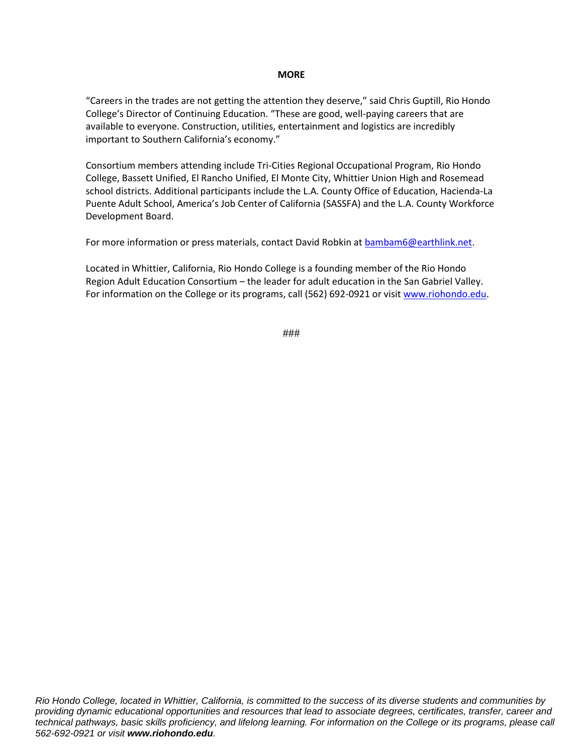**MORE**

"Careers in the trades are not getting the attention they deserve," said Chris Guptill, Rio Hondo College's Director of Continuing Education. "These are good, well-paying careers that are available to everyone. Construction, utilities, entertainment and logistics are incredibly important to Southern California's economy."

Consortium members attending include Tri-Cities Regional Occupational Program, Rio Hondo College, Bassett Unified, El Rancho Unified, El Monte City, Whittier Union High and Rosemead school districts. Additional participants include the L.A. County Office of Education, Hacienda-La Puente Adult School, America's Job Center of California (SASSFA) and the L.A. County Workforce Development Board.

For more information or press materials, contact David Robkin at bambam6@earthlink.net.

Located in Whittier, California, Rio Hondo College is a founding member of the Rio Hondo Region Adult Education Consortium – the leader for adult education in the San Gabriel Valley. For information on the College or its programs, call (562) 692-0921 or visit www.riohondo.edu.

###

*Rio Hondo College, located in Whittier, California, is committed to the success of its diverse students and communities by providing dynamic educational opportunities and resources that lead to associate degrees, certificates, transfer, career and technical pathways, basic skills proficiency, and lifelong learning. For information on the College or its programs, please call 562-692-0921 or visit **www.riohondo.edu**.*